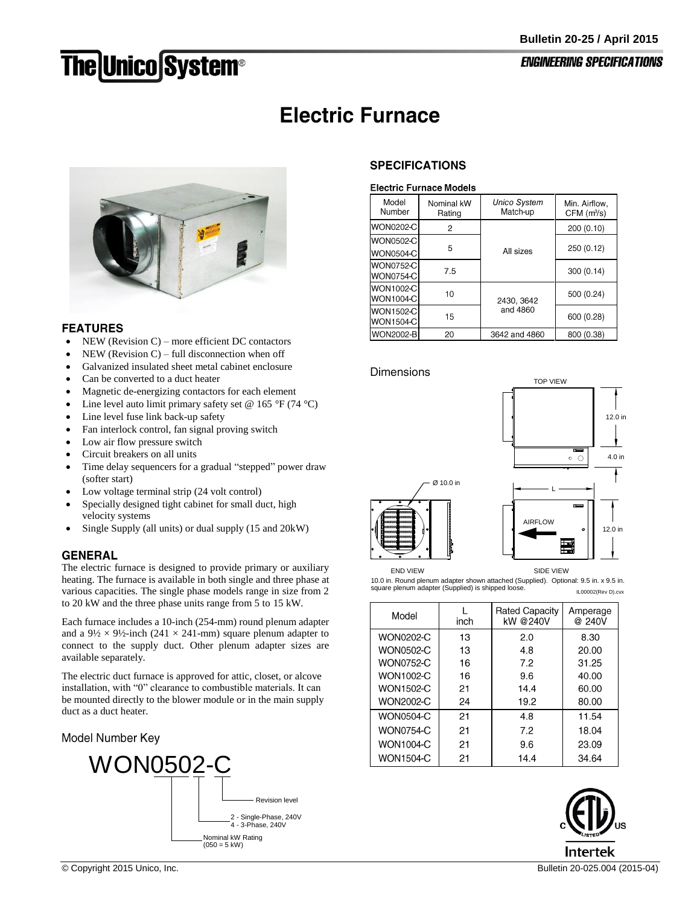# Electric Furnace

ENGINEERING SPECIFICATIONS

Bulletin 20-25 / April 2015

## FEATURES

- NEW (Revision C) – more efficient DC contactors
- NEW (Revision C) – full disconnection when off
- Galvanized insulated sheet metal cabinet enclosure
- Can be converted to a duct heater
- Magnetic de-energizing contactors for each element
- Line level auto limit primary safety set @ 165 °F (74 °C)
- Line level fuse link back-up safety
- Fan interlock control, fan signal proving switch
- Low air flow pressure switch
- Circuit breakers on all units
- Time delay sequencers for a gradual "stepped" power draw (softer start)
- Low voltage terminal strip (24 volt control)
- Specially designed tight cabinet for small duct, high velocity systems
- Single Supply (all units) or dual supply (15 and 20kW)

## GENERAL

The electric furnace is designed to provide primary or auxiliary heating. The furnace is available in both single and three phase at various capacities. The single phase models range in size from 2 to 20 kW and the three phase units range from 5 to 15 kW.

Each furnace includes a 10-inch (254-mm) round plenum adapter and a 9½ × 9½-inch (241 × 241-mm) square plenum adapter to connect to the supply duct. Other plenum adapter sizes are available separately.

The electric duct furnace is approved for attic, closet, or alcove installation, with "0" clearance to combustible materials. It can be mounted directly to the blower module or in the main supply duct as a duct heater.

### Model Number Key

WON0502-C

- Revision level
- 2 - Single-Phase, 240V; 4 - 3-Phase, 240V
- Nominal kW Rating (050 = 5 kW)

## SPECIFICATIONS

### Electric Furnace Models

| Model Number | Nominal kW Rating | *Unico System* Match-up | Min. Airflow, CFM ($m^3/s$) |
|---|---|---|---|
| WON0202-C | 2 | All sizes | 200 (0.10) |
| WON0502-C<br>WON0504-C | 5 | All sizes | 250 (0.12) |
| WON0752-C<br>WON0754-C | 7.5 | All sizes | 300 (0.14) |
| WON1002-C<br>WON1004-C | 10 | 2430, 3642 and 4860 | 500 (0.24) |
| WON1502-C<br>WON1504-C | 15 | 2430, 3642 and 4860 | 600 (0.28) |
| WON2002-B | 20 | 3642 and 4860 | 800 (0.38) |

### Dimensions

TOP VIEW

12.0 in

4.0 in

Ø 10.0 in

L

AIRFLOW

12.0 in

END VIEW

SIDE VIEW

10.0 in. Round plenum adapter shown attached (Supplied). Optional: 9.5 in. x 9.5 in. square plenum adapter (Supplied) is shipped loose.

IL00002(Rev D).cvx

| Model | L inch | Rated Capacity kW @240V | Amperage @ 240V |
|---|---|---|---|
| WON0202-C | 13 | 2.0 | 8.30 |
| WON0502-C | 13 | 4.8 | 20.00 |
| WON0752-C | 16 | 7.2 | 31.25 |
| WON1002-C | 16 | 9.6 | 40.00 |
| WON1502-C | 21 | 14.4 | 60.00 |
| WON2002-C | 24 | 19.2 | 80.00 |
| WON0504-C | 21 | 4.8 | 11.54 |
| WON0754-C | 21 | 7.2 | 18.04 |
| WON1004-C | 21 | 9.6 | 23.09 |
| WON1504-C | 21 | 14.4 | 34.64 |

© Copyright 2015 Unico, Inc.

Bulletin 20-025.004 (2015-04)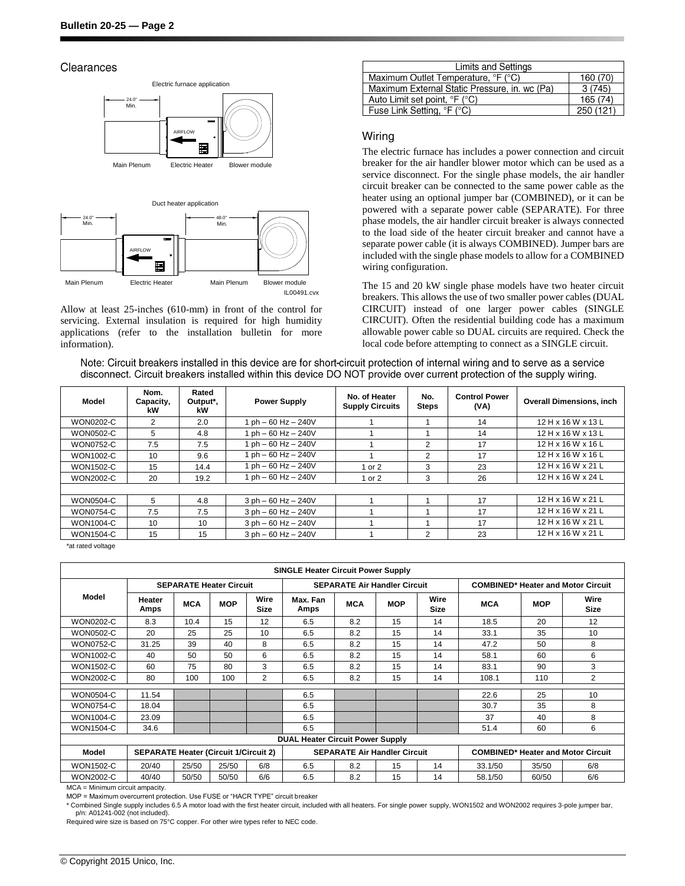## Clearances

Electric furnace application

24.0" Min.

AIRFLOW

Main Plenum Electric Heater Blower module

Duct heater application

24.0" Min.

48.0" Min.

AIRFLOW

Main Plenum Electric Heater Main Plenum Blower module

IL00491.cvx

Allow at least 25-inches (610-mm) in front of the control for servicing. External insulation is required for high humidity applications (refer to the installation bulletin for more information).

| Limits and Settings | |
|---|---|
| Maximum Outlet Temperature, °F (°C) | 160 (70) |
| Maximum External Static Pressure, in. wc (Pa) | 3 (745) |
| Auto Limit set point, °F (°C) | 165 (74) |
| Fuse Link Setting, °F (°C) | 250 (121) |

## Wiring

The electric furnace has includes a power connection and circuit breaker for the air handler blower motor which can be used as a service disconnect. For the single phase models, the air handler circuit breaker can be connected to the same power cable as the heater using an optional jumper bar (COMBINED), or it can be powered with a separate power cable (SEPARATE). For three phase models, the air handler circuit breaker is always connected to the load side of the heater circuit breaker and cannot have a separate power cable (it is always COMBINED). Jumper bars are included with the single phase models to allow for a COMBINED wiring configuration.

The 15 and 20 kW single phase models have two heater circuit breakers. This allows the use of two smaller power cables (DUAL CIRCUIT) instead of one larger power cables (SINGLE CIRCUIT). Often the residential building code has a maximum allowable power cable so DUAL circuits are required. Check the local code before attempting to connect as a SINGLE circuit.

Note: Circuit breakers installed in this device are for short-circuit protection of internal wiring and to serve as a service disconnect. Circuit breakers installed within this device DO NOT provide over current protection of the supply wiring.

| Model | Nom. Capacity, kW | Rated Output*, kW | Power Supply | No. of Heater Supply Circuits | No. Steps | Control Power (VA) | Overall Dimensions, inch |
|---|---|---|---|---|---|---|---|
| WON0202-C | 2 | 2.0 | 1 ph – 60 Hz – 240V | 1 | 1 | 14 | 12 H x 16 W x 13 L |
| WON0502-C | 5 | 4.8 | 1 ph – 60 Hz – 240V | 1 | 1 | 14 | 12 H x 16 W x 13 L |
| WON0752-C | 7.5 | 7.5 | 1 ph – 60 Hz – 240V | 1 | 2 | 17 | 12 H x 16 W x 16 L |
| WON1002-C | 10 | 9.6 | 1 ph – 60 Hz – 240V | 1 | 2 | 17 | 12 H x 16 W x 16 L |
| WON1502-C | 15 | 14.4 | 1 ph – 60 Hz – 240V | 1 or 2 | 3 | 23 | 12 H x 16 W x 21 L |
| WON2002-C | 20 | 19.2 | 1 ph – 60 Hz – 240V | 1 or 2 | 3 | 26 | 12 H x 16 W x 24 L |
| | | | | | | | |
| WON0504-C | 5 | 4.8 | 3 ph – 60 Hz – 240V | 1 | 1 | 17 | 12 H x 16 W x 21 L |
| WON0754-C | 7.5 | 7.5 | 3 ph – 60 Hz – 240V | 1 | 1 | 17 | 12 H x 16 W x 21 L |
| WON1004-C | 10 | 10 | 3 ph – 60 Hz – 240V | 1 | 1 | 17 | 12 H x 16 W x 21 L |
| WON1504-C | 15 | 15 | 3 ph – 60 Hz – 240V | 1 | 2 | 23 | 12 H x 16 W x 21 L |

*at rated voltage

| SINGLE Heater Circuit Power Supply | | | | | | | | | | | |
|---|---|---|---|---|---|---|---|---|---|---|---|
| Model | SEPARATE Heater Circuit | | | | SEPARATE Air Handler Circuit | | | | COMBINED* Heater and Motor Circuit | | |
| | Heater Amps | MCA | MOP | Wire Size | Max. Fan Amps | MCA | MOP | Wire Size | MCA | MOP | Wire Size |
| WON0202-C | 8.3 | 10.4 | 15 | 12 | 6.5 | 8.2 | 15 | 14 | 18.5 | 20 | 12 |
| WON0502-C | 20 | 25 | 25 | 10 | 6.5 | 8.2 | 15 | 14 | 33.1 | 35 | 10 |
| WON0752-C | 31.25 | 39 | 40 | 8 | 6.5 | 8.2 | 15 | 14 | 47.2 | 50 | 8 |
| WON1002-C | 40 | 50 | 50 | 6 | 6.5 | 8.2 | 15 | 14 | 58.1 | 60 | 6 |
| WON1502-C | 60 | 75 | 80 | 3 | 6.5 | 8.2 | 15 | 14 | 83.1 | 90 | 3 |
| WON2002-C | 80 | 100 | 100 | 2 | 6.5 | 8.2 | 15 | 14 | 108.1 | 110 | 2 |
| | | | | | | | | | | | |
| WON0504-C | 11.54 | | | | 6.5 | | | | 22.6 | 25 | 10 |
| WON0754-C | 18.04 | | | | 6.5 | | | | 30.7 | 35 | 8 |
| WON1004-C | 23.09 | | | | 6.5 | | | | 37 | 40 | 8 |
| WON1504-C | 34.6 | | | | 6.5 | | | | 51.4 | 60 | 6 |
| DUAL Heater Circuit Power Supply | | | | | | | | | | | |
| Model | SEPARATE Heater (Circuit 1/Circuit 2) | | | | SEPARATE Air Handler Circuit | | | | COMBINED* Heater and Motor Circuit | | |
| WON1502-C | 20/40 | 25/50 | 25/50 | 6/8 | 6.5 | 8.2 | 15 | 14 | 33.1/50 | 35/50 | 6/8 |
| WON2002-C | 40/40 | 50/50 | 50/50 | 6/6 | 6.5 | 8.2 | 15 | 14 | 58.1/50 | 60/50 | 6/6 |

MCA = Minimum circuit ampacity.

MOP = Maximum overcurrent protection. Use FUSE or "HACR TYPE" circuit breaker

* Combined Single supply includes 6.5 A motor load with the first heater circuit, included with all heaters. For single power supply, WON1502 and WON2002 requires 3-pole jumper bar, p/n: A01241-002 (not included).

Required wire size is based on 75°C copper. For other wire types refer to NEC code.

© Copyright 2015 Unico, Inc.